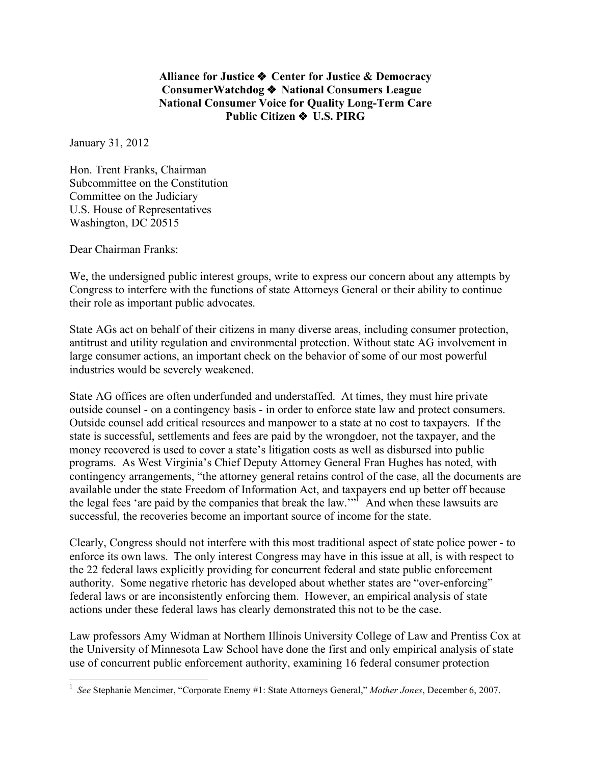**Alliance for Justice ❖ Center for Justice & Democracy**
**ConsumerWatchdog ❖ National Consumers League**
**National Consumer Voice for Quality Long-Term Care**
**Public Citizen ❖ U.S. PIRG**

January 31, 2012

Hon. Trent Franks, Chairman
Subcommittee on the Constitution
Committee on the Judiciary
U.S. House of Representatives
Washington, DC 20515

Dear Chairman Franks:

We, the undersigned public interest groups, write to express our concern about any attempts by Congress to interfere with the functions of state Attorneys General or their ability to continue their role as important public advocates.

State AGs act on behalf of their citizens in many diverse areas, including consumer protection, antitrust and utility regulation and environmental protection. Without state AG involvement in large consumer actions, an important check on the behavior of some of our most powerful industries would be severely weakened.

State AG offices are often underfunded and understaffed. At times, they must hire private outside counsel - on a contingency basis - in order to enforce state law and protect consumers. Outside counsel add critical resources and manpower to a state at no cost to taxpayers. If the state is successful, settlements and fees are paid by the wrongdoer, not the taxpayer, and the money recovered is used to cover a state's litigation costs as well as disbursed into public programs. As West Virginia's Chief Deputy Attorney General Fran Hughes has noted, with contingency arrangements, "the attorney general retains control of the case, all the documents are available under the state Freedom of Information Act, and taxpayers end up better off because the legal fees 'are paid by the companies that break the law.'"[1] And when these lawsuits are successful, the recoveries become an important source of income for the state.

Clearly, Congress should not interfere with this most traditional aspect of state police power - to enforce its own laws. The only interest Congress may have in this issue at all, is with respect to the 22 federal laws explicitly providing for concurrent federal and state public enforcement authority. Some negative rhetoric has developed about whether states are "over-enforcing" federal laws or are inconsistently enforcing them. However, an empirical analysis of state actions under these federal laws has clearly demonstrated this not to be the case.

Law professors Amy Widman at Northern Illinois University College of Law and Prentiss Cox at the University of Minnesota Law School have done the first and only empirical analysis of state use of concurrent public enforcement authority, examining 16 federal consumer protection

[1] *See* Stephanie Mencimer, "Corporate Enemy #1: State Attorneys General," *Mother Jones*, December 6, 2007.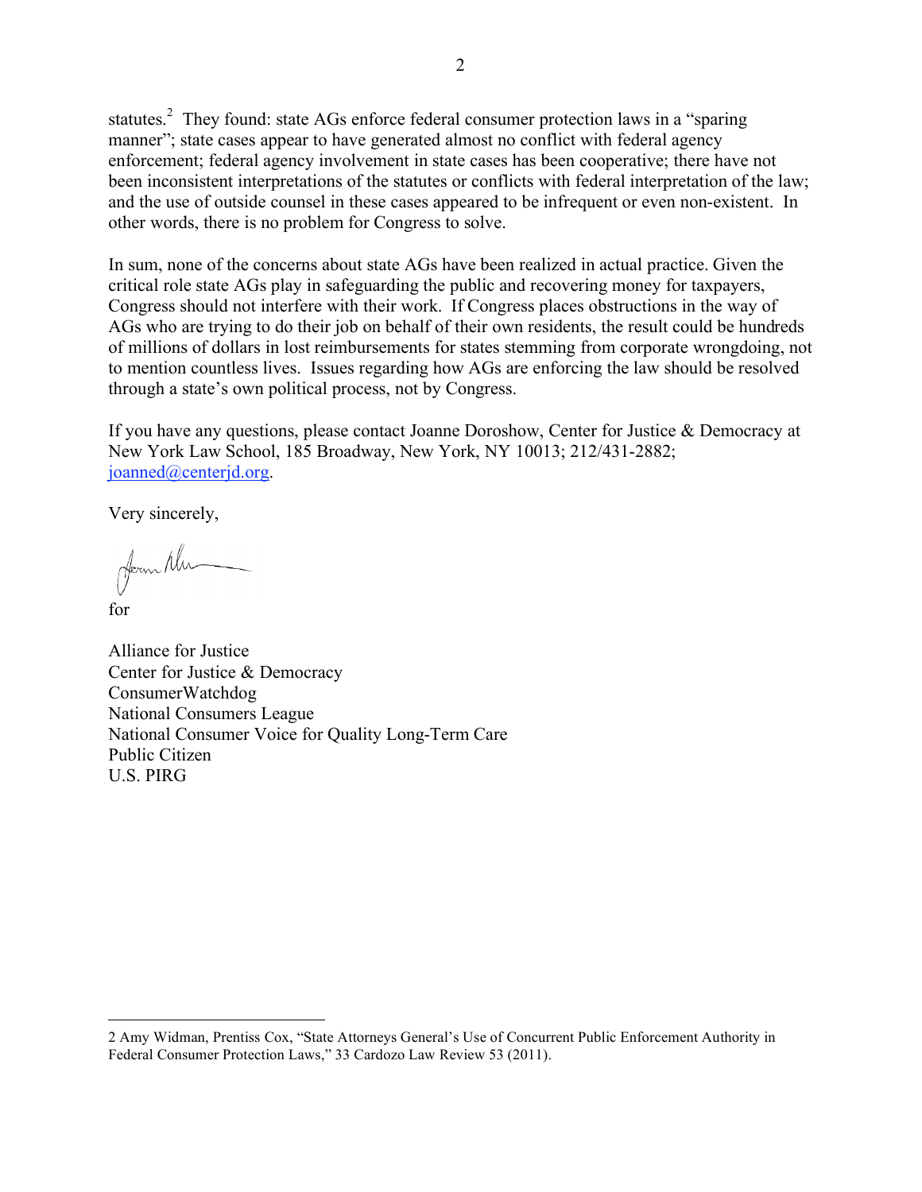statutes.[2] They found: state AGs enforce federal consumer protection laws in a "sparing manner"; state cases appear to have generated almost no conflict with federal agency enforcement; federal agency involvement in state cases has been cooperative; there have not been inconsistent interpretations of the statutes or conflicts with federal interpretation of the law; and the use of outside counsel in these cases appeared to be infrequent or even non-existent. In other words, there is no problem for Congress to solve.

In sum, none of the concerns about state AGs have been realized in actual practice. Given the critical role state AGs play in safeguarding the public and recovering money for taxpayers, Congress should not interfere with their work. If Congress places obstructions in the way of AGs who are trying to do their job on behalf of their own residents, the result could be hundreds of millions of dollars in lost reimbursements for states stemming from corporate wrongdoing, not to mention countless lives. Issues regarding how AGs are enforcing the law should be resolved through a state's own political process, not by Congress.

If you have any questions, please contact Joanne Doroshow, Center for Justice & Democracy at New York Law School, 185 Broadway, New York, NY 10013; 212/431-2882; joanned@centerjd.org.

Very sincerely,

for

Alliance for Justice
Center for Justice & Democracy
ConsumerWatchdog
National Consumers League
National Consumer Voice for Quality Long-Term Care
Public Citizen
U.S. PIRG

---

2 Amy Widman, Prentiss Cox, "State Attorneys General's Use of Concurrent Public Enforcement Authority in Federal Consumer Protection Laws," 33 Cardozo Law Review 53 (2011).